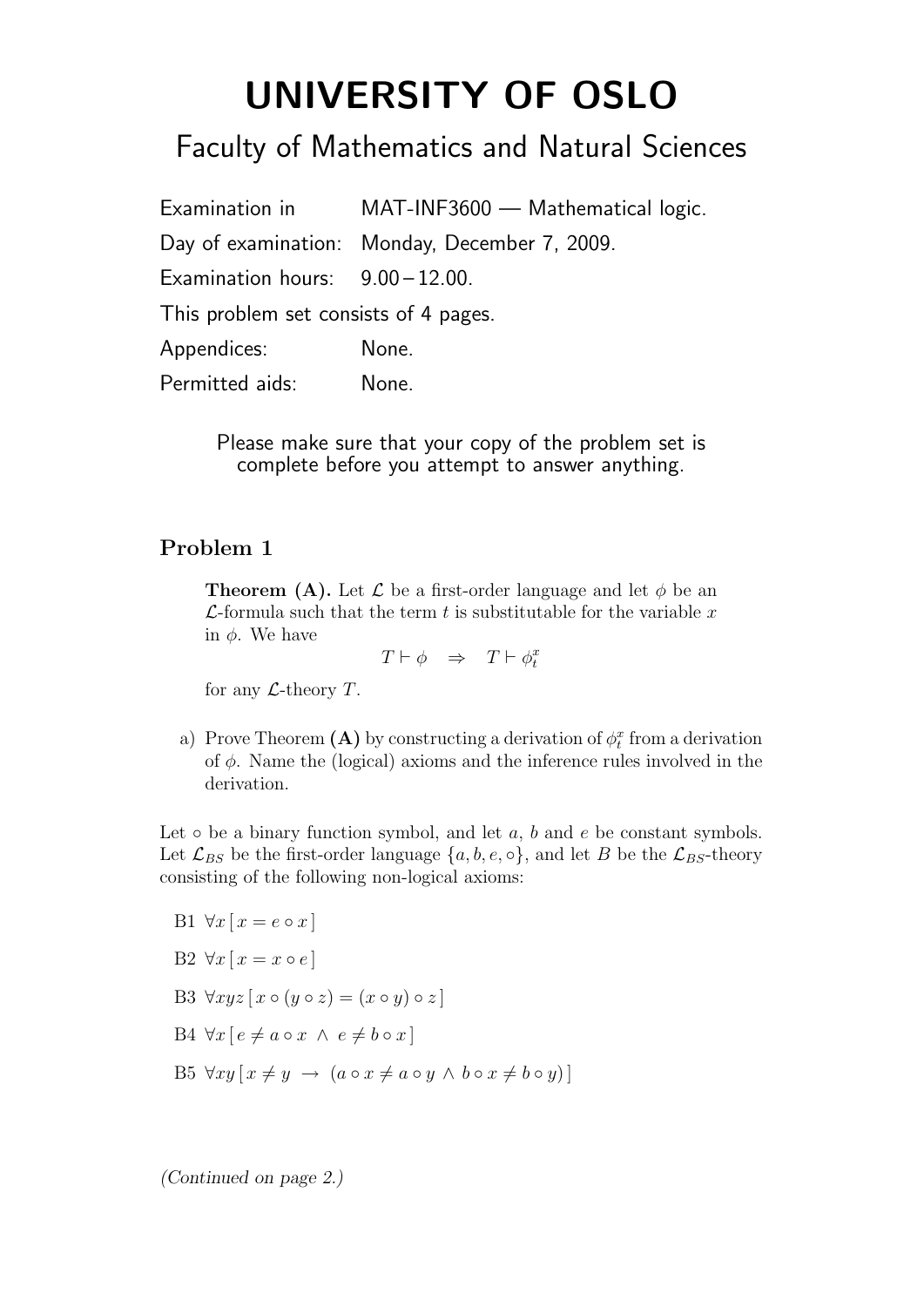# UNIVERSITY OF OSLO

## Faculty of Mathematics and Natural Sciences

Examination in MAT-INF3600 — Mathematical logic.

Day of examination: Monday, December 7, 2009.

Examination hours: 9.00 – 12.00.

This problem set consists of 4 pages.

Appendices: None.

Permitted aids: None.

Please make sure that your copy of the problem set is complete before you attempt to answer anything.

### Problem 1

**Theorem (A).** Let $\mathcal{L}$ be a first-order language and let $\phi$ be an $\mathcal{L}$-formula such that the term $t$ is substitutable for the variable $x$ in $\phi$. We have

$$T \vdash \phi \quad \Rightarrow \quad T \vdash \phi_t^x$$

for any $\mathcal{L}$-theory $T$.

a) Prove Theorem **(A)** by constructing a derivation of $\phi_t^x$ from a derivation of $\phi$. Name the (logical) axioms and the inference rules involved in the derivation.

Let $\circ$ be a binary function symbol, and let $a$, $b$ and $e$ be constant symbols. Let $\mathcal{L}_{BS}$ be the first-order language $\{a, b, e, \circ\}$, and let $B$ be the $\mathcal{L}_{BS}$-theory consisting of the following non-logical axioms:

B1 $\forall x\, [\, x = e \circ x\, ]$

B2 $\forall x\, [\, x = x \circ e\, ]$

B3 $\forall xyz\, [\, x \circ (y \circ z) = (x \circ y) \circ z\, ]$

B4 $\forall x\, [\, e \neq a \circ x \;\wedge\; e \neq b \circ x\, ]$

B5 $\forall xy\, [\, x \neq y \;\rightarrow\; (a \circ x \neq a \circ y \wedge b \circ x \neq b \circ y)\, ]$

*(Continued on page 2.)*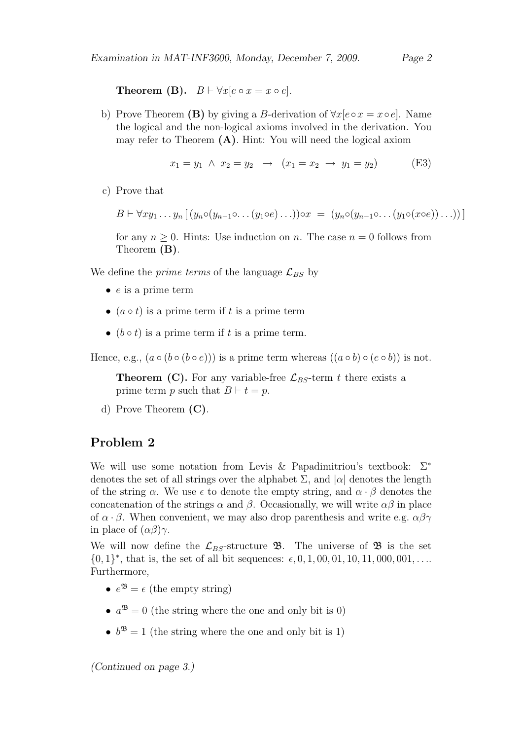**Theorem (B).** $B \vdash \forall x[e \circ x = x \circ e]$.

b) Prove Theorem **(B)** by giving a $B$-derivation of $\forall x[e \circ x = x \circ e]$. Name the logical and the non-logical axioms involved in the derivation. You may refer to Theorem **(A)**. Hint: You will need the logical axiom

$$x_1 = y_1 \;\wedge\; x_2 = y_2 \;\;\rightarrow\;\; (x_1 = x_2 \;\rightarrow\; y_1 = y_2) \qquad \text{(E3)}$$

c) Prove that

$$B \vdash \forall x y_1 \ldots y_n \left[\, (y_n \circ (y_{n-1} \circ \ldots (y_1 \circ e) \ldots)) \circ x \;=\; (y_n \circ (y_{n-1} \circ \ldots (y_1 \circ (x \circ e)) \ldots))\, \right]$$

for any $n \geq 0$. Hints: Use induction on $n$. The case $n = 0$ follows from Theorem **(B)**.

We define the *prime terms* of the language $\mathcal{L}_{BS}$ by

- $e$ is a prime term
- $(a \circ t)$ is a prime term if $t$ is a prime term
- $(b \circ t)$ is a prime term if $t$ is a prime term.

Hence, e.g., $(a \circ (b \circ (b \circ e)))$ is a prime term whereas $((a \circ b) \circ (e \circ b))$ is not.

**Theorem (C).** For any variable-free $\mathcal{L}_{BS}$-term $t$ there exists a prime term $p$ such that $B \vdash t = p$.

d) Prove Theorem **(C)**.

## Problem 2

We will use some notation from Levis & Papadimitriou's textbook: $\Sigma^*$ denotes the set of all strings over the alphabet $\Sigma$, and $|\alpha|$ denotes the length of the string $\alpha$. We use $\epsilon$ to denote the empty string, and $\alpha \cdot \beta$ denotes the concatenation of the strings $\alpha$ and $\beta$. Occasionally, we will write $\alpha\beta$ in place of $\alpha \cdot \beta$. When convenient, we may also drop parenthesis and write e.g. $\alpha\beta\gamma$ in place of $(\alpha\beta)\gamma$.

We will now define the $\mathcal{L}_{BS}$-structure $\mathfrak{B}$. The universe of $\mathfrak{B}$ is the set $\{0, 1\}^*$, that is, the set of all bit sequences: $\epsilon, 0, 1, 00, 01, 10, 11, 000, 001, \ldots$. Furthermore,

- $e^{\mathfrak{B}} = \epsilon$ (the empty string)
- $a^{\mathfrak{B}} = 0$ (the string where the one and only bit is 0)
- $b^{\mathfrak{B}} = 1$ (the string where the one and only bit is 1)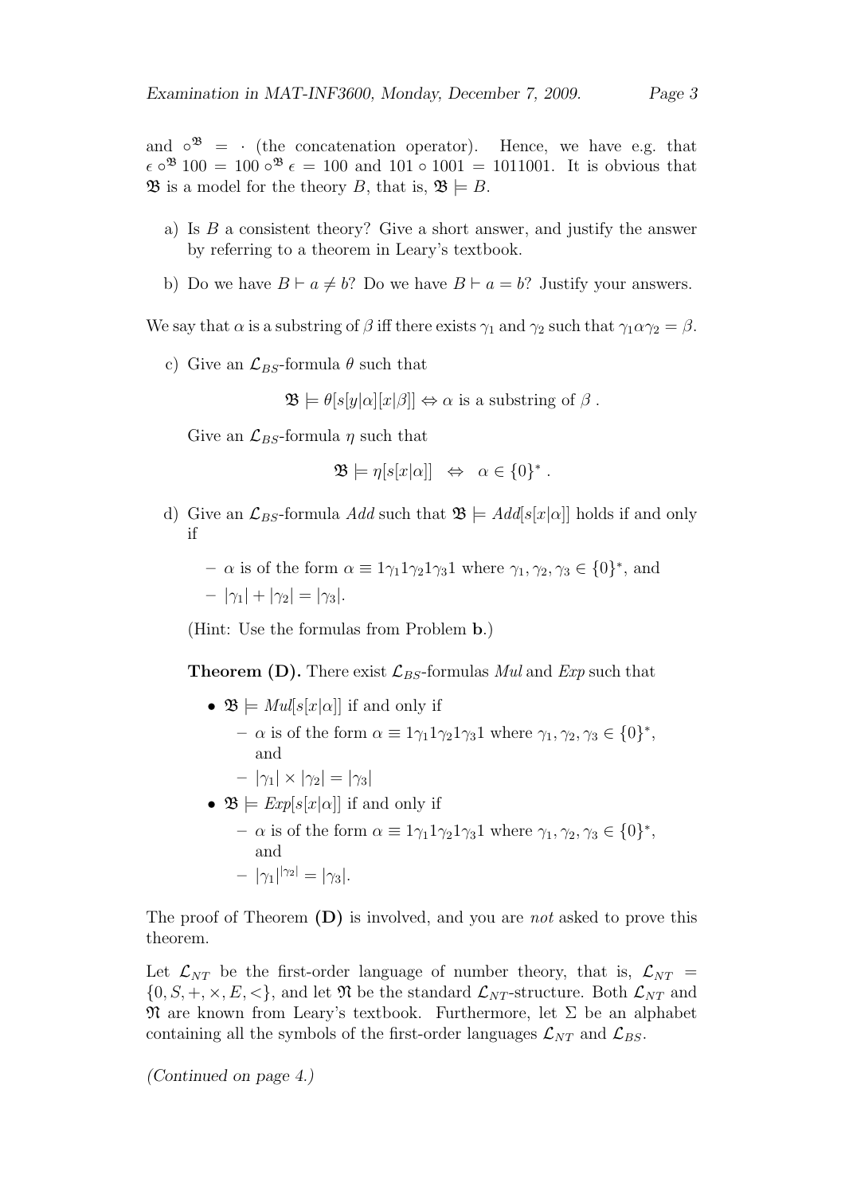and $\circ^{\mathfrak{B}} = \cdot$ (the concatenation operator). Hence, we have e.g. that $\epsilon \circ^{\mathfrak{B}} 100 = 100 \circ^{\mathfrak{B}} \epsilon = 100$ and $101 \circ 1001 = 1011001$. It is obvious that $\mathfrak{B}$ is a model for the theory $B$, that is, $\mathfrak{B} \models B$.

a) Is $B$ a consistent theory? Give a short answer, and justify the answer by referring to a theorem in Leary's textbook.

b) Do we have $B \vdash a \neq b$? Do we have $B \vdash a = b$? Justify your answers.

We say that $\alpha$ is a substring of $\beta$ iff there exists $\gamma_1$ and $\gamma_2$ such that $\gamma_1 \alpha \gamma_2 = \beta$.

c) Give an $\mathcal{L}_{BS}$-formula $\theta$ such that

$$\mathfrak{B} \models \theta[s[y|\alpha][x|\beta]] \Leftrightarrow \alpha \text{ is a substring of } \beta \ .$$

Give an $\mathcal{L}_{BS}$-formula $\eta$ such that

$$\mathfrak{B} \models \eta[s[x|\alpha]] \quad \Leftrightarrow \quad \alpha \in \{0\}^* \ .$$

d) Give an $\mathcal{L}_{BS}$-formula *Add* such that $\mathfrak{B} \models Add[s[x|\alpha]]$ holds if and only if

- $\alpha$ is of the form $\alpha \equiv 1\gamma_1 1\gamma_2 1\gamma_3 1$ where $\gamma_1, \gamma_2, \gamma_3 \in \{0\}^*$, and
- $|\gamma_1| + |\gamma_2| = |\gamma_3|$.

(Hint: Use the formulas from Problem **b**.)

**Theorem (D).** There exist $\mathcal{L}_{BS}$-formulas *Mul* and *Exp* such that

- $\mathfrak{B} \models Mul[s[x|\alpha]]$ if and only if
  - $\alpha$ is of the form $\alpha \equiv 1\gamma_1 1\gamma_2 1\gamma_3 1$ where $\gamma_1, \gamma_2, \gamma_3 \in \{0\}^*$, and
  - $|\gamma_1| \times |\gamma_2| = |\gamma_3|$
- $\mathfrak{B} \models Exp[s[x|\alpha]]$ if and only if
  - $\alpha$ is of the form $\alpha \equiv 1\gamma_1 1\gamma_2 1\gamma_3 1$ where $\gamma_1, \gamma_2, \gamma_3 \in \{0\}^*$, and
  - $|\gamma_1|^{|\gamma_2|} = |\gamma_3|$.

The proof of Theorem **(D)** is involved, and you are *not* asked to prove this theorem.

Let $\mathcal{L}_{NT}$ be the first-order language of number theory, that is, $\mathcal{L}_{NT} = \{0, S, +, \times, E, <\}$, and let $\mathfrak{N}$ be the standard $\mathcal{L}_{NT}$-structure. Both $\mathcal{L}_{NT}$ and $\mathfrak{N}$ are known from Leary's textbook. Furthermore, let $\Sigma$ be an alphabet containing all the symbols of the first-order languages $\mathcal{L}_{NT}$ and $\mathcal{L}_{BS}$.

*(Continued on page 4.)*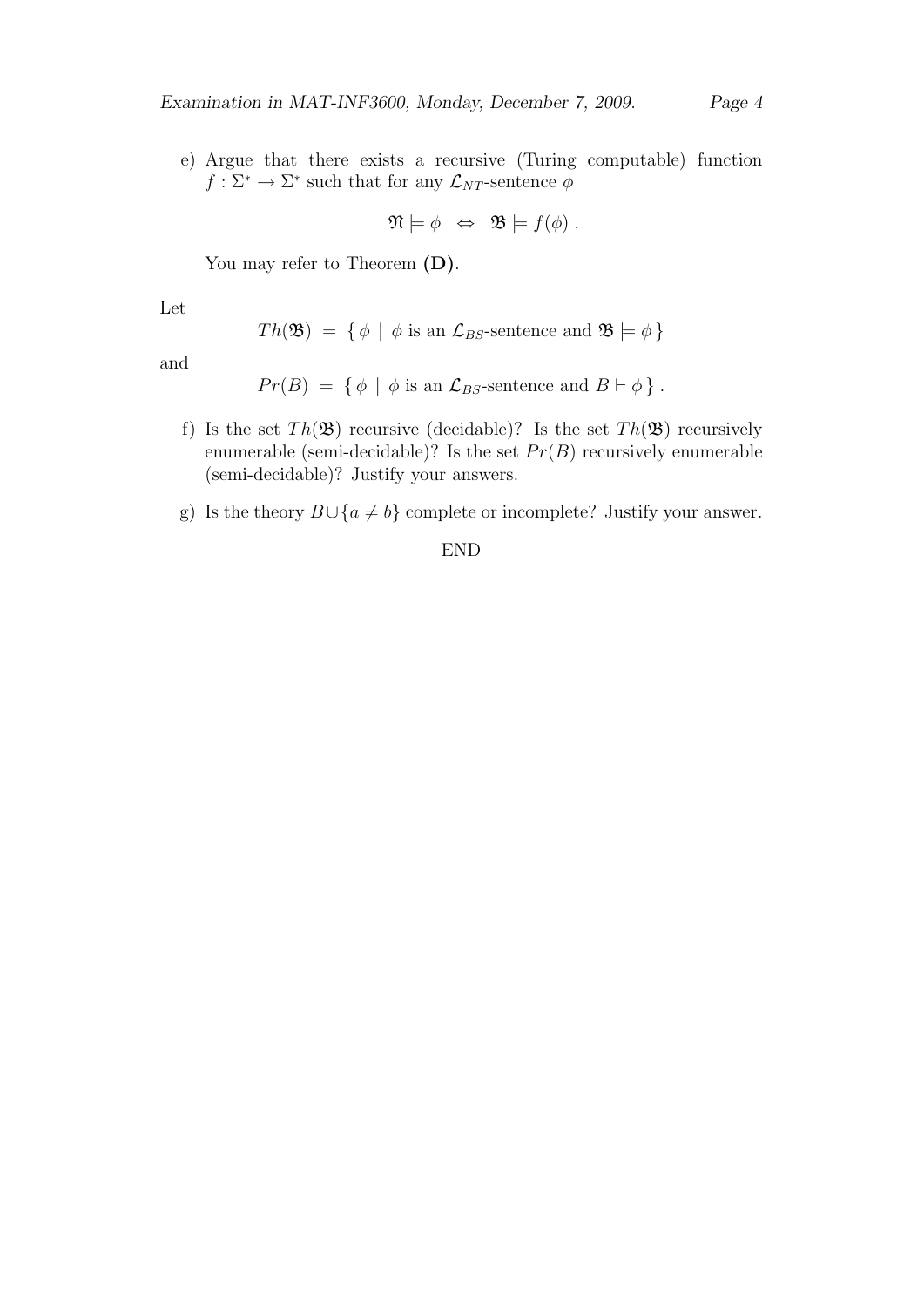e) Argue that there exists a recursive (Turing computable) function $f : \Sigma^* \to \Sigma^*$ such that for any $\mathcal{L}_{NT}$-sentence $\phi$

$$\mathfrak{N} \models \phi \quad \Leftrightarrow \quad \mathfrak{B} \models f(\phi) \ .$$

You may refer to Theorem **(D)**.

Let

$$Th(\mathfrak{B}) \ = \ \{ \, \phi \mid \phi \text{ is an } \mathcal{L}_{BS}\text{-sentence and } \mathfrak{B} \models \phi \, \}$$

and

$$Pr(B) \ = \ \{ \, \phi \mid \phi \text{ is an } \mathcal{L}_{BS}\text{-sentence and } B \vdash \phi \, \} \ .$$

f) Is the set $Th(\mathfrak{B})$ recursive (decidable)? Is the set $Th(\mathfrak{B})$ recursively enumerable (semi-decidable)? Is the set $Pr(B)$ recursively enumerable (semi-decidable)? Justify your answers.

g) Is the theory $B \cup \{ a \neq b \}$ complete or incomplete? Justify your answer.

END